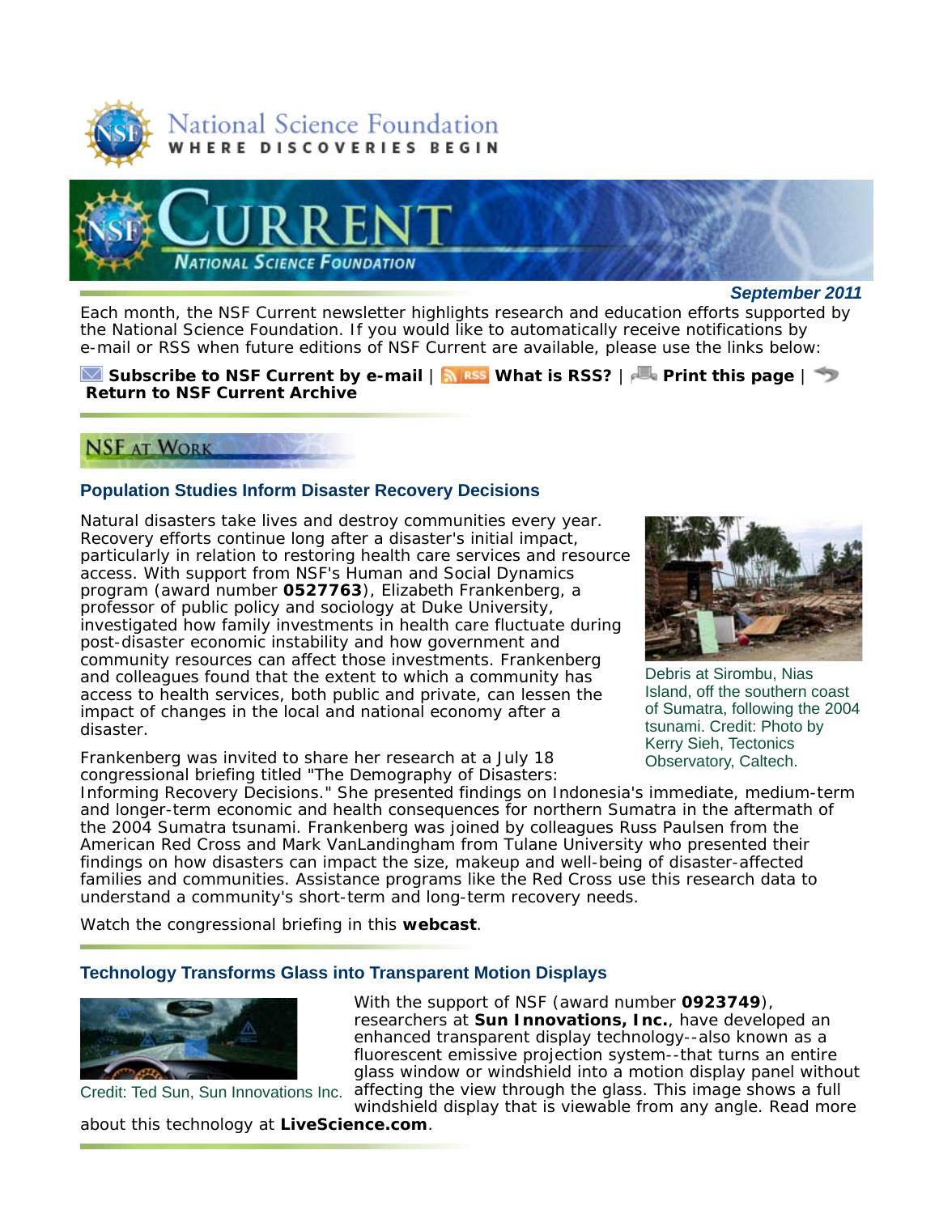National Science Foundation

WHERE DISCOVERIES BEGIN

# CURRENT

NATIONAL SCIENCE FOUNDATION

***September 2011***

Each month, the NSF Current newsletter highlights research and education efforts supported by the National Science Foundation. If you would like to automatically receive notifications by e-mail or RSS when future editions of NSF Current are available, please use the links below:

**Subscribe to NSF Current by e-mail** | **What is RSS?** | **Print this page** | **Return to NSF Current Archive**

## NSF AT WORK

### Population Studies Inform Disaster Recovery Decisions

Natural disasters take lives and destroy communities every year. Recovery efforts continue long after a disaster's initial impact, particularly in relation to restoring health care services and resource access. With support from NSF's Human and Social Dynamics program (award number **0527763**), Elizabeth Frankenberg, a professor of public policy and sociology at Duke University, investigated how family investments in health care fluctuate during post-disaster economic instability and how government and community resources can affect those investments. Frankenberg and colleagues found that the extent to which a community has access to health services, both public and private, can lessen the impact of changes in the local and national economy after a disaster.

Debris at Sirombu, Nias Island, off the southern coast of Sumatra, following the 2004 tsunami. Credit: Photo by Kerry Sieh, Tectonics Observatory, Caltech.

Frankenberg was invited to share her research at a July 18 congressional briefing titled "The Demography of Disasters: Informing Recovery Decisions." She presented findings on Indonesia's immediate, medium-term and longer-term economic and health consequences for northern Sumatra in the aftermath of the 2004 Sumatra tsunami. Frankenberg was joined by colleagues Russ Paulsen from the American Red Cross and Mark VanLandingham from Tulane University who presented their findings on how disasters can impact the size, makeup and well-being of disaster-affected families and communities. Assistance programs like the Red Cross use this research data to understand a community's short-term and long-term recovery needs.

Watch the congressional briefing in this **webcast**.

### Technology Transforms Glass into Transparent Motion Displays

Credit: Ted Sun, Sun Innovations Inc.

With the support of NSF (award number **0923749**), researchers at **Sun Innovations, Inc.**, have developed an enhanced transparent display technology--also known as a fluorescent emissive projection system--that turns an entire glass window or windshield into a motion display panel without affecting the view through the glass. This image shows a full windshield display that is viewable from any angle. Read more about this technology at **LiveScience.com**.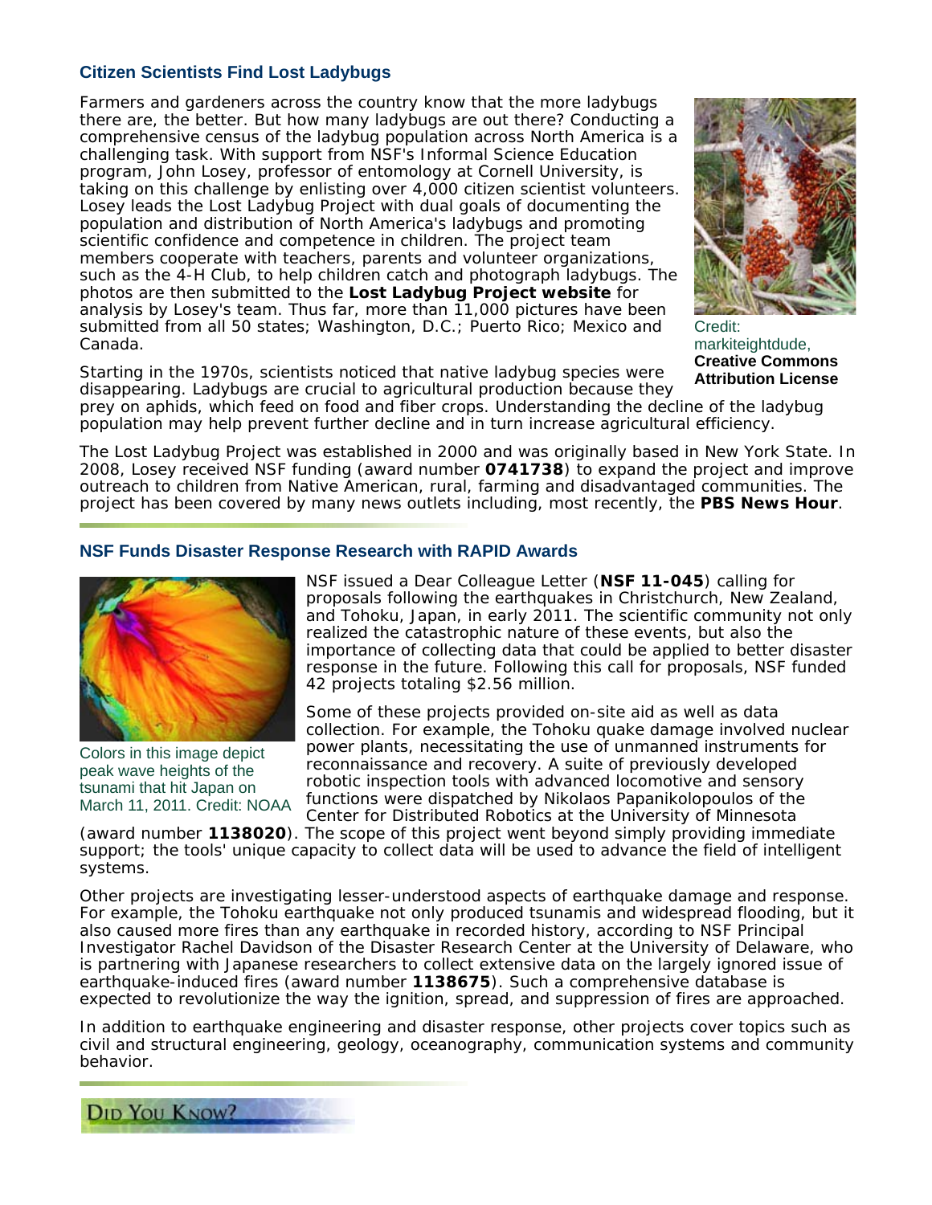### Citizen Scientists Find Lost Ladybugs

Farmers and gardeners across the country know that the more ladybugs there are, the better. But how many ladybugs are out there? Conducting a comprehensive census of the ladybug population across North America is a challenging task. With support from NSF's Informal Science Education program, John Losey, professor of entomology at Cornell University, is taking on this challenge by enlisting over 4,000 citizen scientist volunteers. Losey leads the Lost Ladybug Project with dual goals of documenting the population and distribution of North America's ladybugs and promoting scientific confidence and competence in children. The project team members cooperate with teachers, parents and volunteer organizations, such as the 4-H Club, to help children catch and photograph ladybugs. The photos are then submitted to the **Lost Ladybug Project website** for analysis by Losey's team. Thus far, more than 11,000 pictures have been submitted from all 50 states; Washington, D.C.; Puerto Rico; Mexico and Canada.

Credit: markiteightdude, **Creative Commons Attribution License**

Starting in the 1970s, scientists noticed that native ladybug species were disappearing. Ladybugs are crucial to agricultural production because they prey on aphids, which feed on food and fiber crops. Understanding the decline of the ladybug population may help prevent further decline and in turn increase agricultural efficiency.

The Lost Ladybug Project was established in 2000 and was originally based in New York State. In 2008, Losey received NSF funding (award number **0741738**) to expand the project and improve outreach to children from Native American, rural, farming and disadvantaged communities. The project has been covered by many news outlets including, most recently, the **PBS News Hour**.

### NSF Funds Disaster Response Research with RAPID Awards

Colors in this image depict peak wave heights of the tsunami that hit Japan on March 11, 2011. Credit: NOAA

NSF issued a Dear Colleague Letter (**NSF 11-045**) calling for proposals following the earthquakes in Christchurch, New Zealand, and Tohoku, Japan, in early 2011. The scientific community not only realized the catastrophic nature of these events, but also the importance of collecting data that could be applied to better disaster response in the future. Following this call for proposals, NSF funded 42 projects totaling $2.56 million.

Some of these projects provided on-site aid as well as data collection. For example, the Tohoku quake damage involved nuclear power plants, necessitating the use of unmanned instruments for reconnaissance and recovery. A suite of previously developed robotic inspection tools with advanced locomotive and sensory functions were dispatched by Nikolaos Papanikolopoulos of the Center for Distributed Robotics at the University of Minnesota (award number **1138020**). The scope of this project went beyond simply providing immediate support; the tools' unique capacity to collect data will be used to advance the field of intelligent systems.

Other projects are investigating lesser-understood aspects of earthquake damage and response. For example, the Tohoku earthquake not only produced tsunamis and widespread flooding, but it also caused more fires than any earthquake in recorded history, according to NSF Principal Investigator Rachel Davidson of the Disaster Research Center at the University of Delaware, who is partnering with Japanese researchers to collect extensive data on the largely ignored issue of earthquake-induced fires (award number **1138675**). Such a comprehensive database is expected to revolutionize the way the ignition, spread, and suppression of fires are approached.

In addition to earthquake engineering and disaster response, other projects cover topics such as civil and structural engineering, geology, oceanography, communication systems and community behavior.

### Did You Know?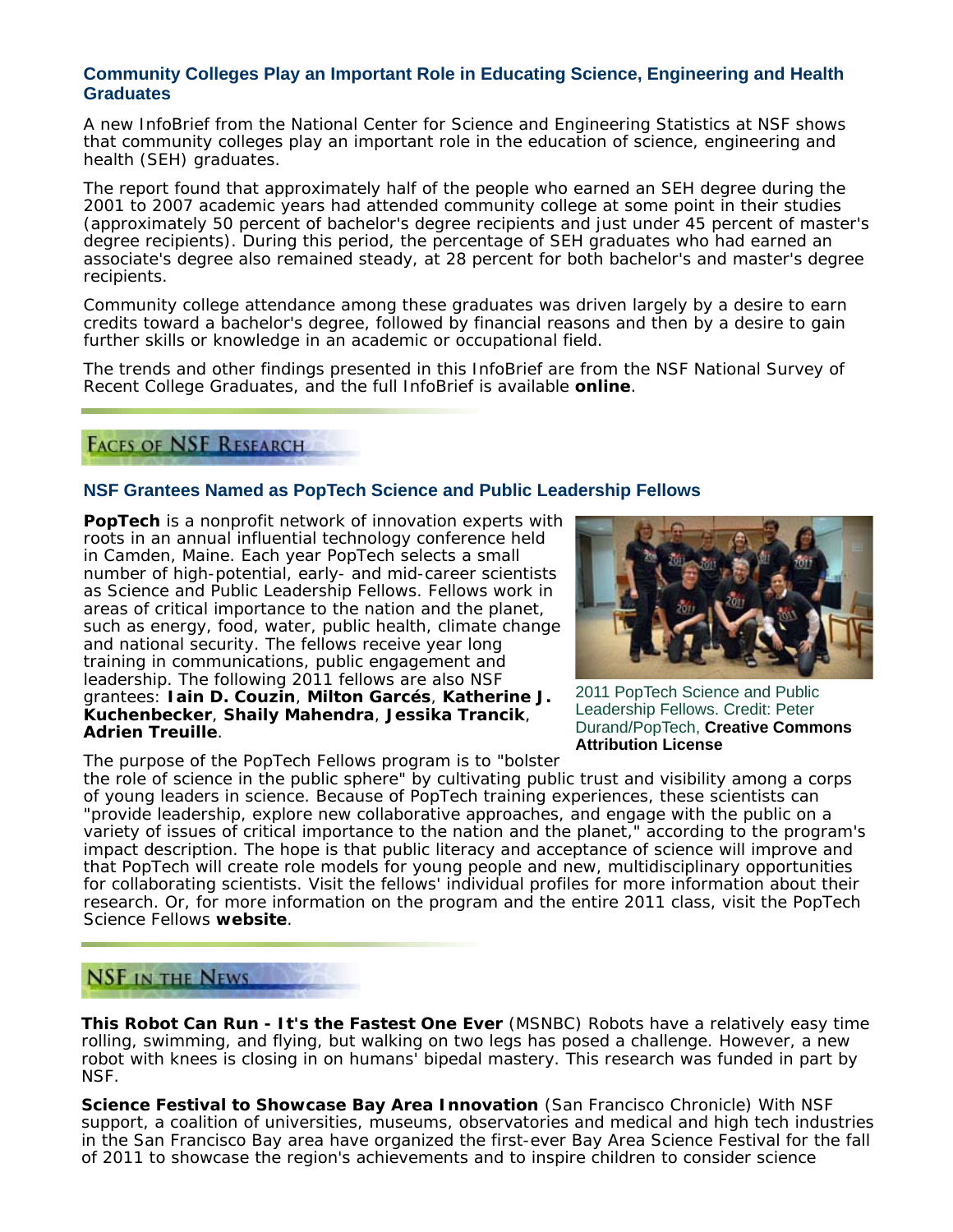### Community Colleges Play an Important Role in Educating Science, Engineering and Health Graduates

A new InfoBrief from the National Center for Science and Engineering Statistics at NSF shows that community colleges play an important role in the education of science, engineering and health (SEH) graduates.

The report found that approximately half of the people who earned an SEH degree during the 2001 to 2007 academic years had attended community college at some point in their studies (approximately 50 percent of bachelor's degree recipients and just under 45 percent of master's degree recipients). During this period, the percentage of SEH graduates who had earned an associate's degree also remained steady, at 28 percent for both bachelor's and master's degree recipients.

Community college attendance among these graduates was driven largely by a desire to earn credits toward a bachelor's degree, followed by financial reasons and then by a desire to gain further skills or knowledge in an academic or occupational field.

The trends and other findings presented in this InfoBrief are from the NSF National Survey of Recent College Graduates, and the full InfoBrief is available **online**.

## Faces of NSF Research

### NSF Grantees Named as PopTech Science and Public Leadership Fellows

**PopTech** is a nonprofit network of innovation experts with roots in an annual influential technology conference held in Camden, Maine. Each year PopTech selects a small number of high-potential, early- and mid-career scientists as Science and Public Leadership Fellows. Fellows work in areas of critical importance to the nation and the planet, such as energy, food, water, public health, climate change and national security. The fellows receive year long training in communications, public engagement and leadership. The following 2011 fellows are also NSF grantees: **Iain D. Couzin**, **Milton Garcés**, **Katherine J. Kuchenbecker**, **Shaily Mahendra**, **Jessika Trancik**, **Adrien Treuille**.

2011 PopTech Science and Public Leadership Fellows. Credit: Peter Durand/PopTech, **Creative Commons Attribution License**

The purpose of the PopTech Fellows program is to "bolster the role of science in the public sphere" by cultivating public trust and visibility among a corps of young leaders in science. Because of PopTech training experiences, these scientists can "provide leadership, explore new collaborative approaches, and engage with the public on a variety of issues of critical importance to the nation and the planet," according to the program's impact description. The hope is that public literacy and acceptance of science will improve and that PopTech will create role models for young people and new, multidisciplinary opportunities for collaborating scientists. Visit the fellows' individual profiles for more information about their research. Or, for more information on the program and the entire 2011 class, visit the PopTech Science Fellows **website**.

## NSF in the News

**This Robot Can Run - It's the Fastest One Ever** (MSNBC) Robots have a relatively easy time rolling, swimming, and flying, but walking on two legs has posed a challenge. However, a new robot with knees is closing in on humans' bipedal mastery. This research was funded in part by NSF.

**Science Festival to Showcase Bay Area Innovation** (San Francisco Chronicle) With NSF support, a coalition of universities, museums, observatories and medical and high tech industries in the San Francisco Bay area have organized the first-ever Bay Area Science Festival for the fall of 2011 to showcase the region's achievements and to inspire children to consider science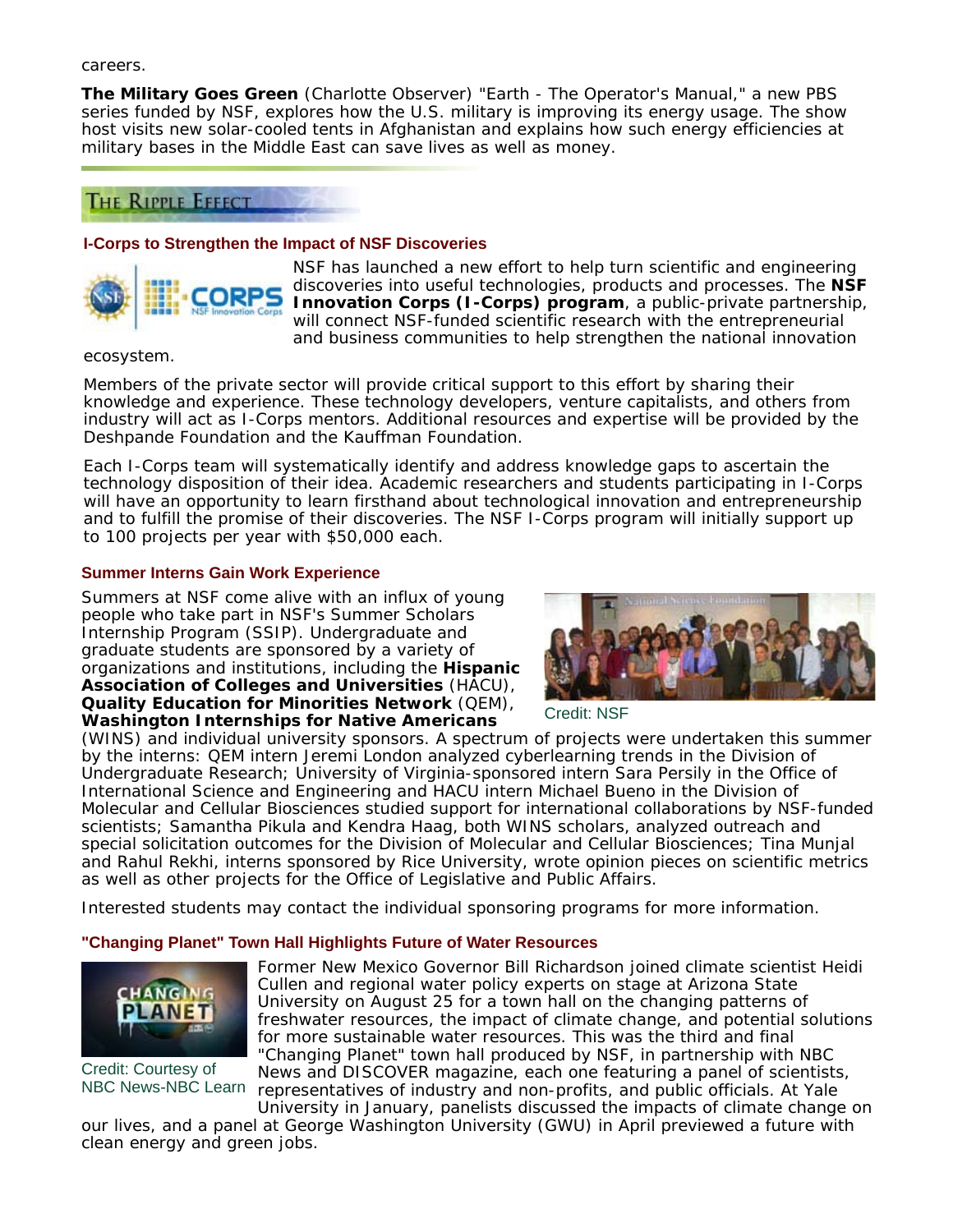careers.

**The Military Goes Green** (Charlotte Observer) "Earth - The Operator's Manual," a new PBS series funded by NSF, explores how the U.S. military is improving its energy usage. The show host visits new solar-cooled tents in Afghanistan and explains how such energy efficiencies at military bases in the Middle East can save lives as well as money.

## The Ripple Effect

### I-Corps to Strengthen the Impact of NSF Discoveries

NSF has launched a new effort to help turn scientific and engineering discoveries into useful technologies, products and processes. The **NSF Innovation Corps (I-Corps) program**, a public-private partnership, will connect NSF-funded scientific research with the entrepreneurial and business communities to help strengthen the national innovation ecosystem.

Members of the private sector will provide critical support to this effort by sharing their knowledge and experience. These technology developers, venture capitalists, and others from industry will act as I-Corps mentors. Additional resources and expertise will be provided by the Deshpande Foundation and the Kauffman Foundation.

Each I-Corps team will systematically identify and address knowledge gaps to ascertain the technology disposition of their idea. Academic researchers and students participating in I-Corps will have an opportunity to learn firsthand about technological innovation and entrepreneurship and to fulfill the promise of their discoveries. The NSF I-Corps program will initially support up to 100 projects per year with $50,000 each.

### Summer Interns Gain Work Experience

Summers at NSF come alive with an influx of young people who take part in NSF's Summer Scholars Internship Program (SSIP). Undergraduate and graduate students are sponsored by a variety of organizations and institutions, including the **Hispanic Association of Colleges and Universities** (HACU), **Quality Education for Minorities Network** (QEM), **Washington Internships for Native Americans** (WINS) and individual university sponsors. A spectrum of projects were undertaken this summer by the interns: QEM intern Jeremi London analyzed cyberlearning trends in the Division of Undergraduate Research; University of Virginia-sponsored intern Sara Persily in the Office of International Science and Engineering and HACU intern Michael Bueno in the Division of Molecular and Cellular Biosciences studied support for international collaborations by NSF-funded scientists; Samantha Pikula and Kendra Haag, both WINS scholars, analyzed outreach and special solicitation outcomes for the Division of Molecular and Cellular Biosciences; Tina Munjal and Rahul Rekhi, interns sponsored by Rice University, wrote opinion pieces on scientific metrics as well as other projects for the Office of Legislative and Public Affairs.

Credit: NSF

Interested students may contact the individual sponsoring programs for more information.

### "Changing Planet" Town Hall Highlights Future of Water Resources

Former New Mexico Governor Bill Richardson joined climate scientist Heidi Cullen and regional water policy experts on stage at Arizona State University on August 25 for a town hall on the changing patterns of freshwater resources, the impact of climate change, and potential solutions for more sustainable water resources. This was the third and final "Changing Planet" town hall produced by NSF, in partnership with NBC News and DISCOVER magazine, each one featuring a panel of scientists, representatives of industry and non-profits, and public officials. At Yale University in January, panelists discussed the impacts of climate change on our lives, and a panel at George Washington University (GWU) in April previewed a future with clean energy and green jobs.

Credit: Courtesy of NBC News-NBC Learn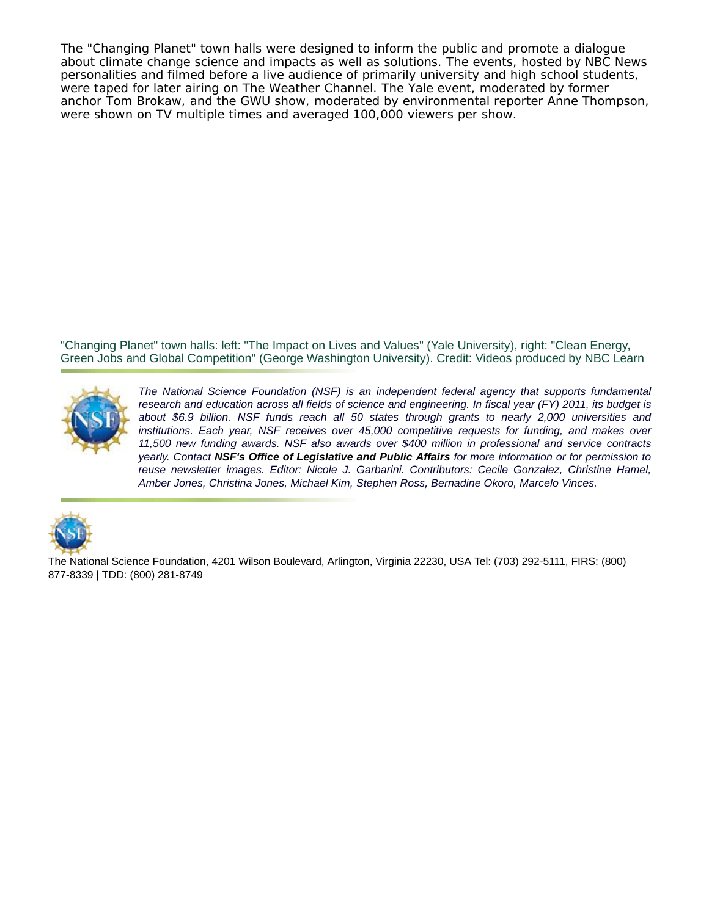The "Changing Planet" town halls were designed to inform the public and promote a dialogue about climate change science and impacts as well as solutions. The events, hosted by NBC News personalities and filmed before a live audience of primarily university and high school students, were taped for later airing on The Weather Channel. The Yale event, moderated by former anchor Tom Brokaw, and the GWU show, moderated by environmental reporter Anne Thompson, were shown on TV multiple times and averaged 100,000 viewers per show.

"Changing Planet" town halls: left: "The Impact on Lives and Values" (Yale University), right: "Clean Energy, Green Jobs and Global Competition" (George Washington University). Credit: Videos produced by NBC Learn

*The National Science Foundation (NSF) is an independent federal agency that supports fundamental research and education across all fields of science and engineering. In fiscal year (FY) 2011, its budget is about $6.9 billion. NSF funds reach all 50 states through grants to nearly 2,000 universities and institutions. Each year, NSF receives over 45,000 competitive requests for funding, and makes over 11,500 new funding awards. NSF also awards over $400 million in professional and service contracts yearly. Contact **NSF's Office of Legislative and Public Affairs** for more information or for permission to reuse newsletter images. Editor: Nicole J. Garbarini. Contributors: Cecile Gonzalez, Christine Hamel, Amber Jones, Christina Jones, Michael Kim, Stephen Ross, Bernadine Okoro, Marcelo Vinces.*

The National Science Foundation, 4201 Wilson Boulevard, Arlington, Virginia 22230, USA Tel: (703) 292-5111, FIRS: (800) 877-8339 | TDD: (800) 281-8749